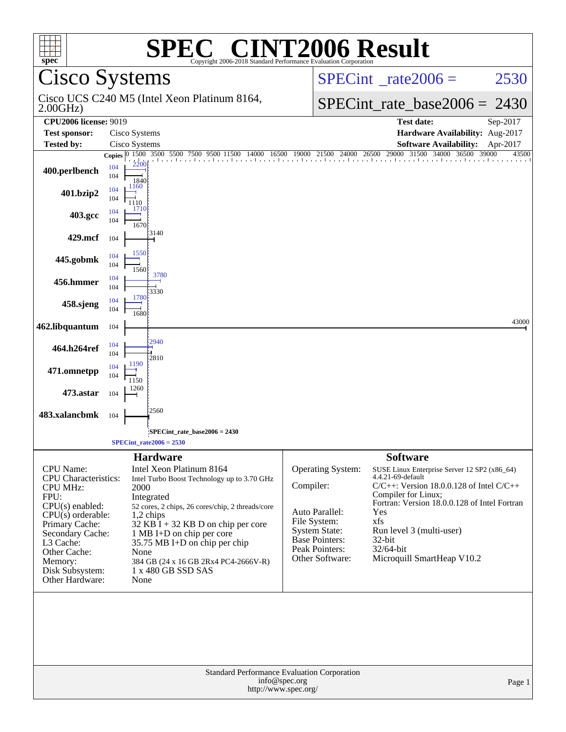# SPEC® CINT2006 Result

Copyright 2006-2018 Standard Performance Evaluation Corporation

## Cisco Systems

Cisco UCS C240 M5 (Intel Xeon Platinum 8164, 2.00GHz)

SPECint_rate2006 = 2530

SPECint_rate_base2006 = 2430

| | | | |
|---|---|---|---|
| **CPU2006 license:** 9019 | | **Test date:** | Sep-2017 |
| **Test sponsor:** | Cisco Systems | **Hardware Availability:** | Aug-2017 |
| **Tested by:** | Cisco Systems | **Software Availability:** | Apr-2017 |

| Benchmark | Copies (peak) | Peak | Copies (base) | Base |
|---|---|---|---|---|
| 400.perlbench | 104 | 2200 | 104 | 1840 |
| 401.bzip2 | 104 | 1160 | 104 | 1110 |
| 403.gcc | 104 | 1710 | 104 | 1670 |
| 429.mcf | | | 104 | 3140 |
| 445.gobmk | 104 | 1550 | 104 | 1560 |
| 456.hmmer | 104 | 3780 | 104 | 3330 |
| 458.sjeng | 104 | 1780 | 104 | 1680 |
| 462.libquantum | | | 104 | 43000 |
| 464.h264ref | 104 | 2940 | 104 | 2810 |
| 471.omnetpp | 104 | 1190 | 104 | 1150 |
| 473.astar | | | 104 | 1260 |
| 483.xalancbmk | | | 104 | 2560 |

SPECint_rate_base2006 = 2430

SPECint_rate2006 = 2530

### Hardware

| | |
|---|---|
| CPU Name: | Intel Xeon Platinum 8164 |
| CPU Characteristics: | Intel Turbo Boost Technology up to 3.70 GHz |
| CPU MHz: | 2000 |
| FPU: | Integrated |
| CPU(s) enabled: | 52 cores, 2 chips, 26 cores/chip, 2 threads/core |
| CPU(s) orderable: | 1,2 chips |
| Primary Cache: | 32 KB I + 32 KB D on chip per core |
| Secondary Cache: | 1 MB I+D on chip per core |
| L3 Cache: | 35.75 MB I+D on chip per chip |
| Other Cache: | None |
| Memory: | 384 GB (24 x 16 GB 2Rx4 PC4-2666V-R) |
| Disk Subsystem: | 1 x 480 GB SSD SAS |
| Other Hardware: | None |

### Software

| | |
|---|---|
| Operating System: | SUSE Linux Enterprise Server 12 SP2 (x86_64) 4.4.21-69-default |
| Compiler: | C/C++: Version 18.0.0.128 of Intel C/C++ Compiler for Linux; Fortran: Version 18.0.0.128 of Intel Fortran |
| Auto Parallel: | Yes |
| File System: | xfs |
| System State: | Run level 3 (multi-user) |
| Base Pointers: | 32-bit |
| Peak Pointers: | 32/64-bit |
| Other Software: | Microquill SmartHeap V10.2 |

Standard Performance Evaluation Corporation
info@spec.org
http://www.spec.org/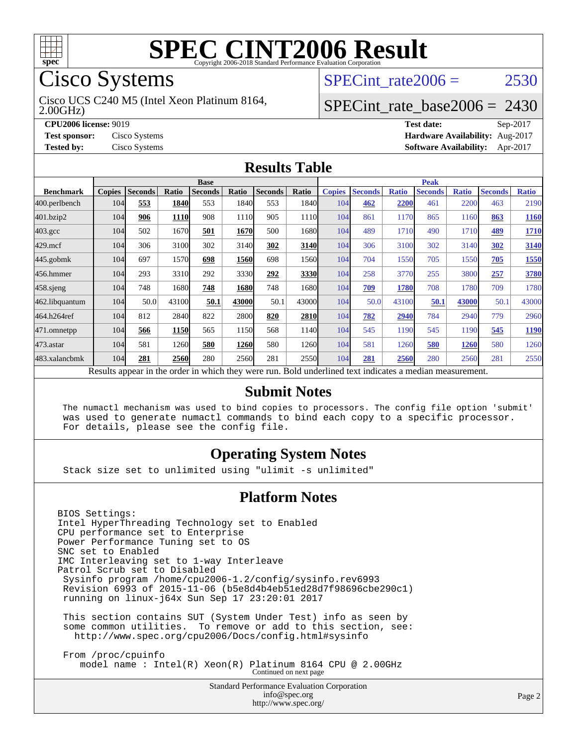# SPEC CINT2006 Result

Copyright 2006-2018 Standard Performance Evaluation Corporation

## Cisco Systems

Cisco UCS C240 M5 (Intel Xeon Platinum 8164, 2.00GHz)

SPECint_rate2006 = 2530

SPECint_rate_base2006 = 2430

**CPU2006 license:** 9019
**Test sponsor:** Cisco Systems
**Tested by:** Cisco Systems

**Test date:** Sep-2017
**Hardware Availability:** Aug-2017
**Software Availability:** Apr-2017

## Results Table

| Benchmark | Base | | | | | | | Peak | | | | | | |
|---|---|---|---|---|---|---|---|---|---|---|---|---|---|---|
| | Copies | Seconds | Ratio | Seconds | Ratio | Seconds | Ratio | Copies | Seconds | Ratio | Seconds | Ratio | Seconds | Ratio |
| 400.perlbench | 104 | **553** | **1840** | 553 | 1840 | 553 | 1840 | 104 | **462** | **2200** | 461 | 2200 | 463 | 2190 |
| 401.bzip2 | 104 | **906** | **1110** | 908 | 1110 | 905 | 1110 | 104 | 861 | 1170 | 865 | 1160 | **863** | **1160** |
| 403.gcc | 104 | 502 | 1670 | **501** | **1670** | 500 | 1680 | 104 | 489 | 1710 | 490 | 1710 | **489** | **1710** |
| 429.mcf | 104 | 306 | 3100 | 302 | 3140 | **302** | **3140** | 104 | 306 | 3100 | 302 | 3140 | **302** | **3140** |
| 445.gobmk | 104 | 697 | 1570 | **698** | **1560** | 698 | 1560 | 104 | 704 | 1550 | 705 | 1550 | **705** | **1550** |
| 456.hmmer | 104 | 293 | 3310 | 292 | 3330 | **292** | **3330** | 104 | 258 | 3770 | 255 | 3800 | **257** | **3780** |
| 458.sjeng | 104 | 748 | 1680 | **748** | **1680** | 748 | 1680 | 104 | **709** | **1780** | 708 | 1780 | 709 | 1780 |
| 462.libquantum | 104 | 50.0 | 43100 | **50.1** | **43000** | 50.1 | 43000 | 104 | 50.0 | 43100 | **50.1** | **43000** | 50.1 | 43000 |
| 464.h264ref | 104 | 812 | 2840 | 822 | 2800 | **820** | **2810** | 104 | **782** | **2940** | 784 | 2940 | 779 | 2960 |
| 471.omnetpp | 104 | **566** | **1150** | 565 | 1150 | 568 | 1140 | 104 | 545 | 1190 | 545 | 1190 | **545** | **1190** |
| 473.astar | 104 | 581 | 1260 | **580** | **1260** | 580 | 1260 | 104 | 581 | 1260 | **580** | **1260** | 580 | 1260 |
| 483.xalancbmk | 104 | **281** | **2560** | 280 | 2560 | 281 | 2550 | 104 | **281** | **2560** | 280 | 2560 | 281 | 2550 |

Results appear in the order in which they were run. Bold underlined text indicates a median measurement.

## Submit Notes

```
The numactl mechanism was used to bind copies to processors. The config file option 'submit'
was used to generate numactl commands to bind each copy to a specific processor.
For details, please see the config file.
```

## Operating System Notes

```
Stack size set to unlimited using "ulimit -s unlimited"
```

## Platform Notes

```
BIOS Settings:
Intel HyperThreading Technology set to Enabled
CPU performance set to Enterprise
Power Performance Tuning set to OS
SNC set to Enabled
IMC Interleaving set to 1-way Interleave
Patrol Scrub set to Disabled
 Sysinfo program /home/cpu2006-1.2/config/sysinfo.rev6993
 Revision 6993 of 2015-11-06 (b5e8d4b4eb51ed28d7f98696cbe290c1)
 running on linux-j64x Sun Sep 17 23:20:01 2017

 This section contains SUT (System Under Test) info as seen by
 some common utilities.  To remove or add to this section, see:
   http://www.spec.org/cpu2006/Docs/config.html#sysinfo

 From /proc/cpuinfo
    model name : Intel(R) Xeon(R) Platinum 8164 CPU @ 2.00GHz
```

Continued on next page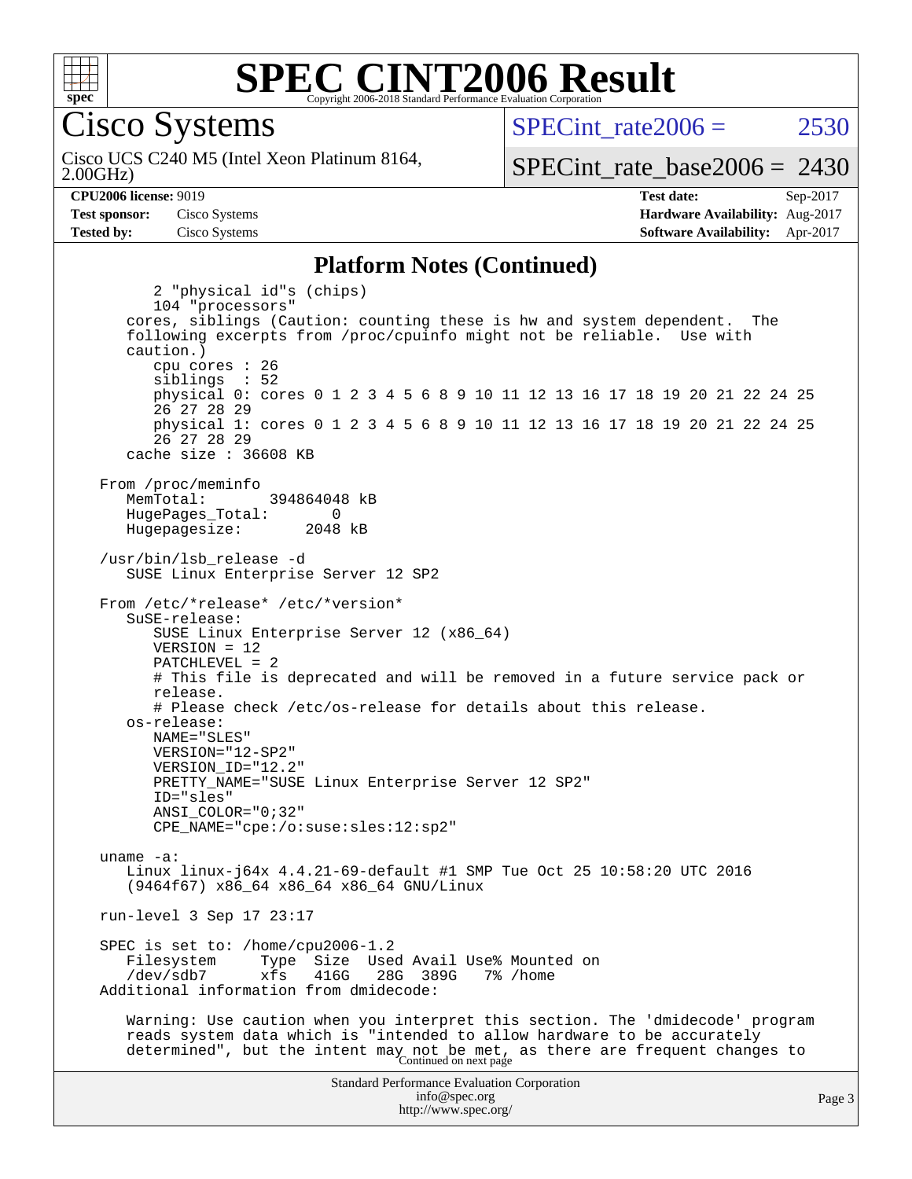# SPEC CINT2006 Result

Copyright 2006-2018 Standard Performance Evaluation Corporation

**Cisco Systems**

Cisco UCS C240 M5 (Intel Xeon Platinum 8164, 2.00GHz)

SPECint_rate2006 = 2530

SPECint_rate_base2006 = 2430

**CPU2006 license:** 9019

**Test sponsor:** Cisco Systems

**Tested by:** Cisco Systems

**Test date:** Sep-2017

**Hardware Availability:** Aug-2017

**Software Availability:** Apr-2017

## Platform Notes (Continued)

```
        2 "physical id"s (chips)
        104 "processors"
     cores, siblings (Caution: counting these is hw and system dependent.  The
     following excerpts from /proc/cpuinfo might not be reliable.  Use with
     caution.)
        cpu cores : 26
        siblings  : 52
        physical 0: cores 0 1 2 3 4 5 6 8 9 10 11 12 13 16 17 18 19 20 21 22 24 25
        26 27 28 29
        physical 1: cores 0 1 2 3 4 5 6 8 9 10 11 12 13 16 17 18 19 20 21 22 24 25
        26 27 28 29
     cache size : 36608 KB

  From /proc/meminfo
     MemTotal:       394864048 kB
     HugePages_Total:       0
     Hugepagesize:       2048 kB

  /usr/bin/lsb_release -d
     SUSE Linux Enterprise Server 12 SP2

  From /etc/*release* /etc/*version*
     SuSE-release:
        SUSE Linux Enterprise Server 12 (x86_64)
        VERSION = 12
        PATCHLEVEL = 2
        # This file is deprecated and will be removed in a future service pack or
        release.
        # Please check /etc/os-release for details about this release.
     os-release:
        NAME="SLES"
        VERSION="12-SP2"
        VERSION_ID="12.2"
        PRETTY_NAME="SUSE Linux Enterprise Server 12 SP2"
        ID="sles"
        ANSI_COLOR="0;32"
        CPE_NAME="cpe:/o:suse:sles:12:sp2"

  uname -a:
     Linux linux-j64x 4.4.21-69-default #1 SMP Tue Oct 25 10:58:20 UTC 2016
     (9464f67) x86_64 x86_64 x86_64 GNU/Linux

  run-level 3 Sep 17 23:17

  SPEC is set to: /home/cpu2006-1.2
     Filesystem     Type  Size  Used Avail Use% Mounted on
     /dev/sdb7      xfs   416G   28G  389G   7% /home
  Additional information from dmidecode:

     Warning: Use caution when you interpret this section. The 'dmidecode' program
     reads system data which is "intended to allow hardware to be accurately
     determined", but the intent may not be met, as there are frequent changes to
```

Continued on next page

Standard Performance Evaluation Corporation
info@spec.org
http://www.spec.org/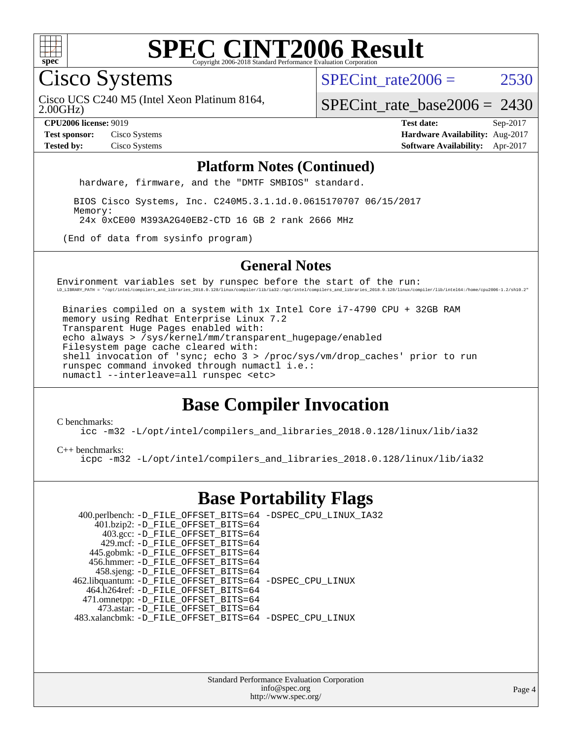## Platform Notes (Continued)

```
hardware, firmware, and the "DMTF SMBIOS" standard.

BIOS Cisco Systems, Inc. C240M5.3.1.1d.0.0615170707 06/15/2017
Memory:
 24x 0xCE00 M393A2G40EB2-CTD 16 GB 2 rank 2666 MHz

(End of data from sysinfo program)
```

## General Notes

```
Environment variables set by runspec before the start of the run:
LD_LIBRARY_PATH = "/opt/intel/compilers_and_libraries_2018.0.128/linux/compiler/lib/ia32:/opt/intel/compilers_and_libraries_2018.0.128/linux/compiler/lib/intel64:/home/cpu2006-1.2/sh10.2"

 Binaries compiled on a system with 1x Intel Core i7-4790 CPU + 32GB RAM
 memory using Redhat Enterprise Linux 7.2
 Transparent Huge Pages enabled with:
 echo always > /sys/kernel/mm/transparent_hugepage/enabled
 Filesystem page cache cleared with:
 shell invocation of 'sync; echo 3 > /proc/sys/vm/drop_caches' prior to run
 runspec command invoked through numactl i.e.:
 numactl --interleave=all runspec <etc>
```

## Base Compiler Invocation

C benchmarks:

```
icc -m32 -L/opt/intel/compilers_and_libraries_2018.0.128/linux/lib/ia32
```

C++ benchmarks:

```
icpc -m32 -L/opt/intel/compilers_and_libraries_2018.0.128/linux/lib/ia32
```

## Base Portability Flags

```
  400.perlbench: -D_FILE_OFFSET_BITS=64 -DSPEC_CPU_LINUX_IA32
      401.bzip2: -D_FILE_OFFSET_BITS=64
        403.gcc: -D_FILE_OFFSET_BITS=64
        429.mcf: -D_FILE_OFFSET_BITS=64
      445.gobmk: -D_FILE_OFFSET_BITS=64
     456.hmmer: -D_FILE_OFFSET_BITS=64
      458.sjeng: -D_FILE_OFFSET_BITS=64
462.libquantum: -D_FILE_OFFSET_BITS=64 -DSPEC_CPU_LINUX
    464.h264ref: -D_FILE_OFFSET_BITS=64
    471.omnetpp: -D_FILE_OFFSET_BITS=64
      473.astar: -D_FILE_OFFSET_BITS=64
 483.xalancbmk: -D_FILE_OFFSET_BITS=64 -DSPEC_CPU_LINUX
```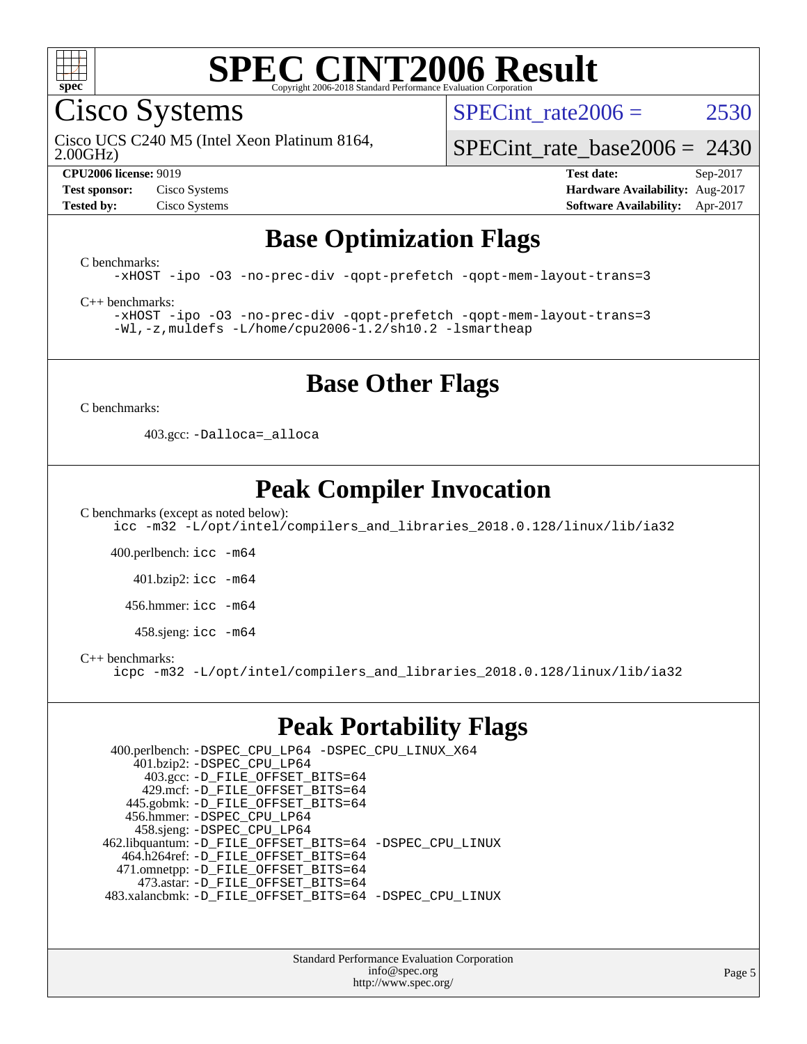# SPEC CINT2006 Result

## Cisco Systems

Cisco UCS C240 M5 (Intel Xeon Platinum 8164, 2.00GHz)

SPECint_rate2006 = 2530

SPECint_rate_base2006 = 2430

**CPU2006 license:** 9019
**Test sponsor:** Cisco Systems
**Tested by:** Cisco Systems

**Test date:** Sep-2017
**Hardware Availability:** Aug-2017
**Software Availability:** Apr-2017

## Base Optimization Flags

C benchmarks:

```
-xHOST -ipo -O3 -no-prec-div -qopt-prefetch -qopt-mem-layout-trans=3
```

C++ benchmarks:

```
-xHOST -ipo -O3 -no-prec-div -qopt-prefetch -qopt-mem-layout-trans=3
-Wl,-z,muldefs -L/home/cpu2006-1.2/sh10.2 -lsmartheap
```

## Base Other Flags

C benchmarks:

403.gcc: `-Dalloca=_alloca`

## Peak Compiler Invocation

C benchmarks (except as noted below):

```
icc -m32 -L/opt/intel/compilers_and_libraries_2018.0.128/linux/lib/ia32
```

400.perlbench: `icc -m64`

401.bzip2: `icc -m64`

456.hmmer: `icc -m64`

458.sjeng: `icc -m64`

C++ benchmarks:

```
icpc -m32 -L/opt/intel/compilers_and_libraries_2018.0.128/linux/lib/ia32
```

## Peak Portability Flags

400.perlbench: `-DSPEC_CPU_LP64 -DSPEC_CPU_LINUX_X64`
401.bzip2: `-DSPEC_CPU_LP64`
403.gcc: `-D_FILE_OFFSET_BITS=64`
429.mcf: `-D_FILE_OFFSET_BITS=64`
445.gobmk: `-D_FILE_OFFSET_BITS=64`
456.hmmer: `-DSPEC_CPU_LP64`
458.sjeng: `-DSPEC_CPU_LP64`
462.libquantum: `-D_FILE_OFFSET_BITS=64 -DSPEC_CPU_LINUX`
464.h264ref: `-D_FILE_OFFSET_BITS=64`
471.omnetpp: `-D_FILE_OFFSET_BITS=64`
473.astar: `-D_FILE_OFFSET_BITS=64`
483.xalancbmk: `-D_FILE_OFFSET_BITS=64 -DSPEC_CPU_LINUX`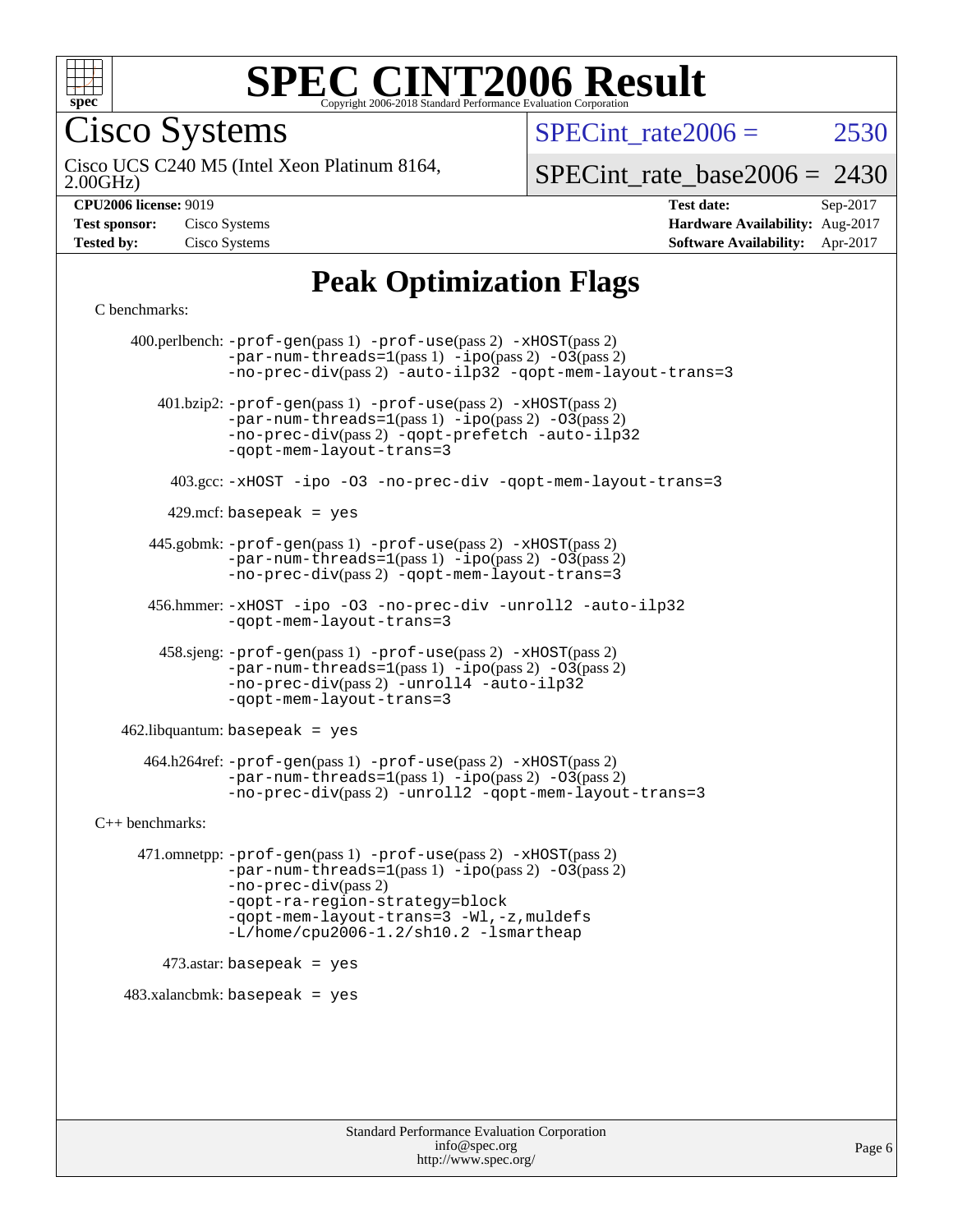# SPEC CINT2006 Result

Copyright 2006-2018 Standard Performance Evaluation Corporation

## Cisco Systems

Cisco UCS C240 M5 (Intel Xeon Platinum 8164, 2.00GHz)

SPECint_rate2006 = 2530

SPECint_rate_base2006 = 2430

| | | | |
|---|---|---|---|
| **CPU2006 license:** 9019 | | **Test date:** | Sep-2017 |
| **Test sponsor:** | Cisco Systems | **Hardware Availability:** | Aug-2017 |
| **Tested by:** | Cisco Systems | **Software Availability:** | Apr-2017 |

## Peak Optimization Flags

C benchmarks:

400.perlbench: -prof-gen(pass 1) -prof-use(pass 2) -xHOST(pass 2) -par-num-threads=1(pass 1) -ipo(pass 2) -O3(pass 2) -no-prec-div(pass 2) -auto-ilp32 -qopt-mem-layout-trans=3

401.bzip2: -prof-gen(pass 1) -prof-use(pass 2) -xHOST(pass 2) -par-num-threads=1(pass 1) -ipo(pass 2) -O3(pass 2) -no-prec-div(pass 2) -qopt-prefetch -auto-ilp32 -qopt-mem-layout-trans=3

403.gcc: -xHOST -ipo -O3 -no-prec-div -qopt-mem-layout-trans=3

429.mcf: basepeak = yes

445.gobmk: -prof-gen(pass 1) -prof-use(pass 2) -xHOST(pass 2) -par-num-threads=1(pass 1) -ipo(pass 2) -O3(pass 2) -no-prec-div(pass 2) -qopt-mem-layout-trans=3

456.hmmer: -xHOST -ipo -O3 -no-prec-div -unroll2 -auto-ilp32 -qopt-mem-layout-trans=3

458.sjeng: -prof-gen(pass 1) -prof-use(pass 2) -xHOST(pass 2) -par-num-threads=1(pass 1) -ipo(pass 2) -O3(pass 2) -no-prec-div(pass 2) -unroll4 -auto-ilp32 -qopt-mem-layout-trans=3

462.libquantum: basepeak = yes

464.h264ref: -prof-gen(pass 1) -prof-use(pass 2) -xHOST(pass 2) -par-num-threads=1(pass 1) -ipo(pass 2) -O3(pass 2) -no-prec-div(pass 2) -unroll2 -qopt-mem-layout-trans=3

C++ benchmarks:

471.omnetpp: -prof-gen(pass 1) -prof-use(pass 2) -xHOST(pass 2) -par-num-threads=1(pass 1) -ipo(pass 2) -O3(pass 2) -no-prec-div(pass 2) -qopt-ra-region-strategy=block -qopt-mem-layout-trans=3 -Wl,-z,muldefs -L/home/cpu2006-1.2/sh10.2 -lsmartheap

473.astar: basepeak = yes

483.xalancbmk: basepeak = yes

Standard Performance Evaluation Corporation
info@spec.org
http://www.spec.org/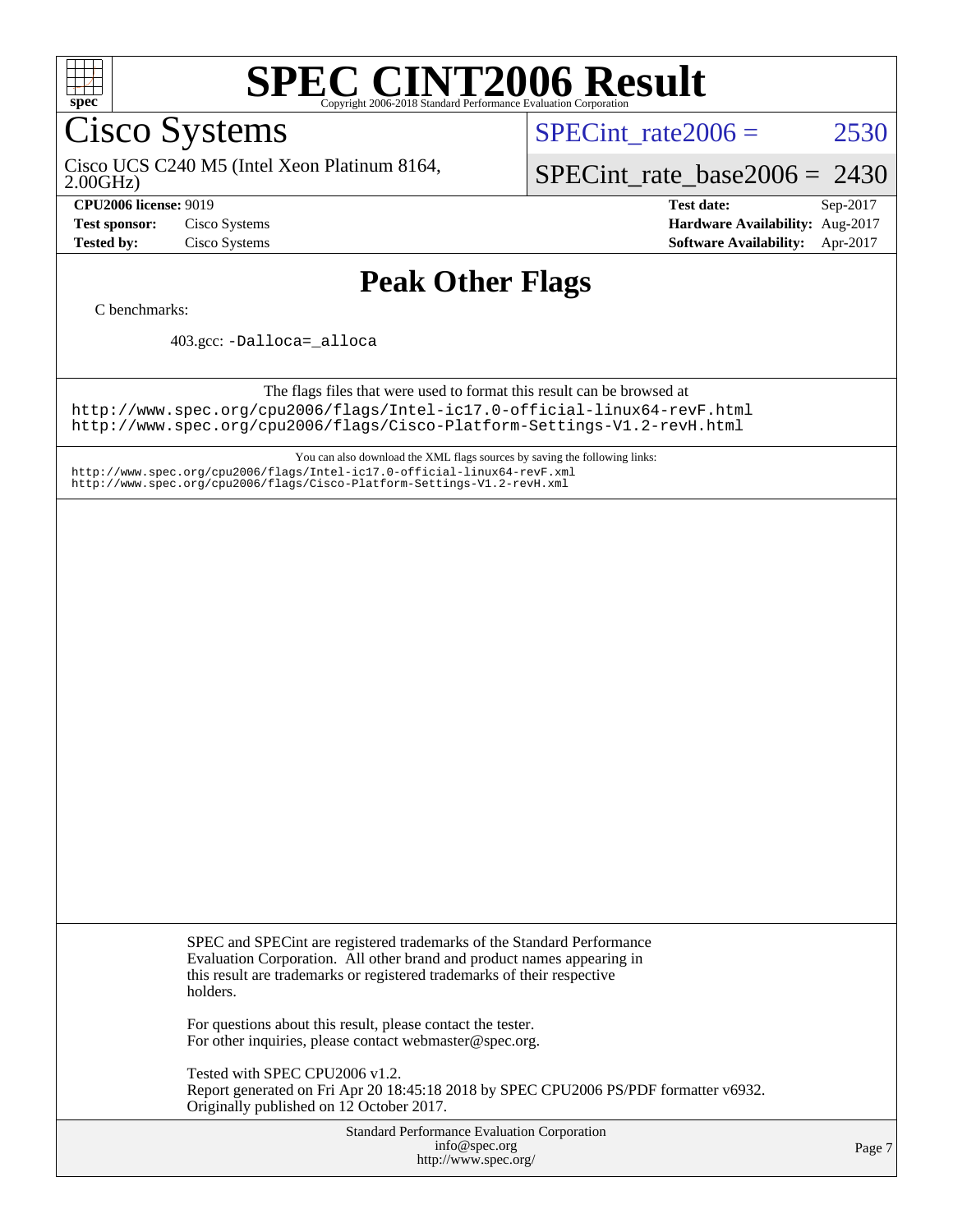# Peak Other Flags

C benchmarks:

403.gcc: -Dalloca=_alloca

The flags files that were used to format this result can be browsed at
http://www.spec.org/cpu2006/flags/Intel-ic17.0-official-linux64-revF.html
http://www.spec.org/cpu2006/flags/Cisco-Platform-Settings-V1.2-revH.html

You can also download the XML flags sources by saving the following links:
http://www.spec.org/cpu2006/flags/Intel-ic17.0-official-linux64-revF.xml
http://www.spec.org/cpu2006/flags/Cisco-Platform-Settings-V1.2-revH.xml

SPEC and SPECint are registered trademarks of the Standard Performance Evaluation Corporation. All other brand and product names appearing in this result are trademarks or registered trademarks of their respective holders.

For questions about this result, please contact the tester.
For other inquiries, please contact webmaster@spec.org.

Tested with SPEC CPU2006 v1.2.
Report generated on Fri Apr 20 18:45:18 2018 by SPEC CPU2006 PS/PDF formatter v6932.
Originally published on 12 October 2017.